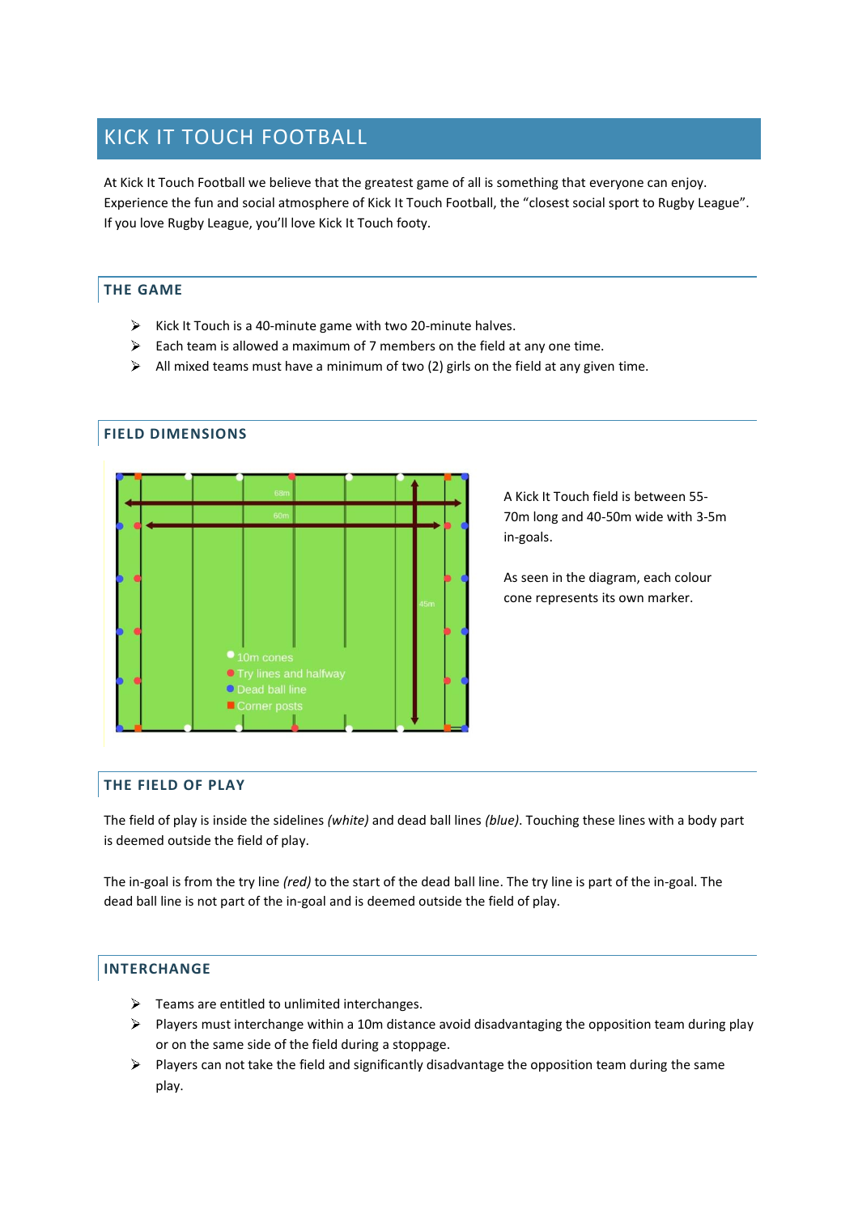# KICK IT TOUCH FOOTBALL

At Kick It Touch Football we believe that the greatest game of all is something that everyone can enjoy. Experience the fun and social atmosphere of Kick It Touch Football, the "closest social sport to Rugby League". If you love Rugby League, you'll love Kick It Touch footy.

## THE GAME

- Kick It Touch is a 40-minute game with two 20-minute halves.
- Each team is allowed a maximum of 7 members on the field at any one time.
- All mixed teams must have a minimum of two (2) girls on the field at any given time.

## FIELD DIMENSIONS

68m

60m

45m

- 10m cones
- Try lines and halfway
- Dead ball line
- Corner posts

A Kick It Touch field is between 55-70m long and 40-50m wide with 3-5m in-goals.

As seen in the diagram, each colour cone represents its own marker.

## THE FIELD OF PLAY

The field of play is inside the sidelines *(white)* and dead ball lines *(blue)*. Touching these lines with a body part is deemed outside the field of play.

The in-goal is from the try line *(red)* to the start of the dead ball line. The try line is part of the in-goal. The dead ball line is not part of the in-goal and is deemed outside the field of play.

## INTERCHANGE

- Teams are entitled to unlimited interchanges.
- Players must interchange within a 10m distance avoid disadvantaging the opposition team during play or on the same side of the field during a stoppage.
- Players can not take the field and significantly disadvantage the opposition team during the same play.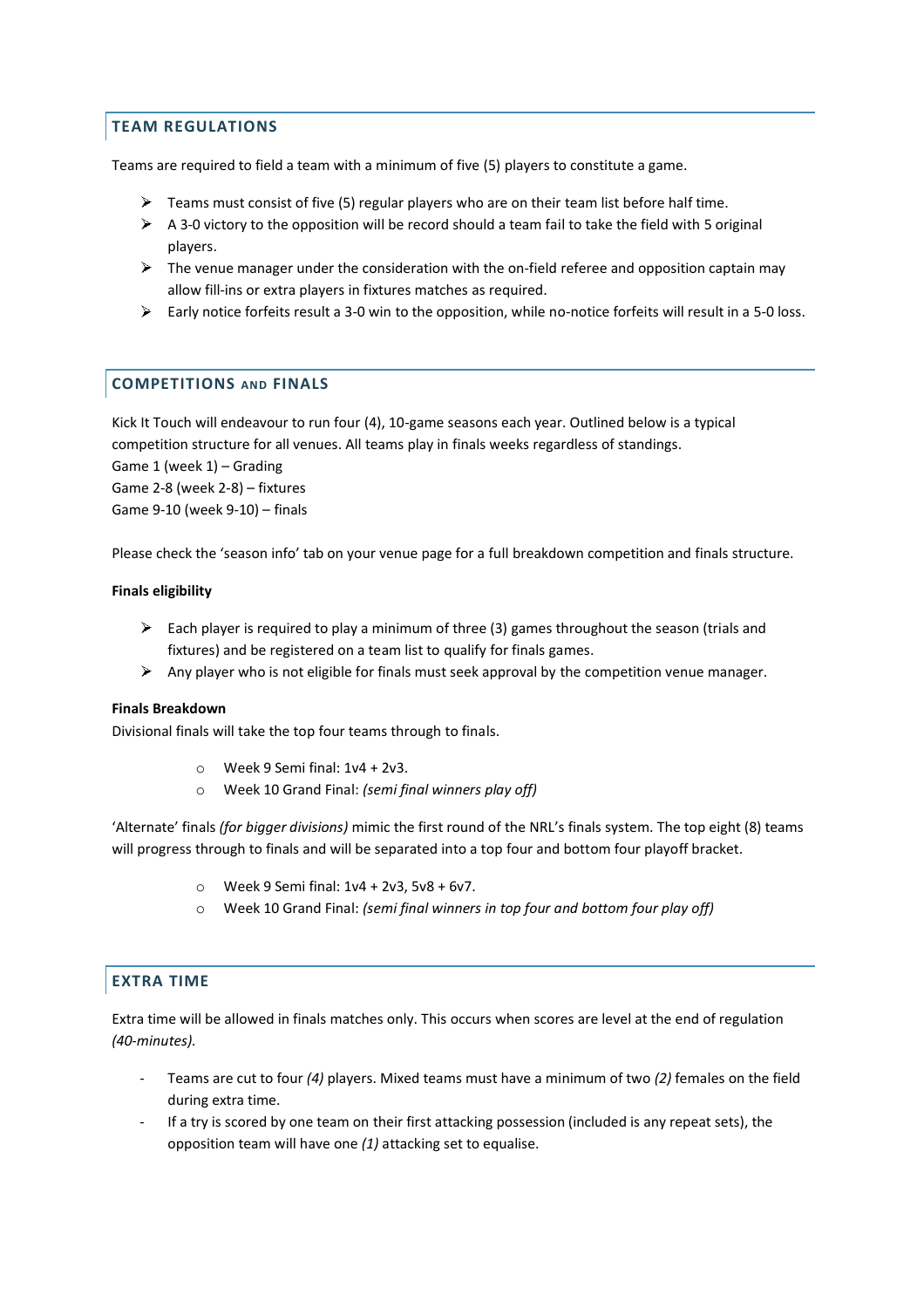## TEAM REGULATIONS

Teams are required to field a team with a minimum of five (5) players to constitute a game.

- Teams must consist of five (5) regular players who are on their team list before half time.
- A 3-0 victory to the opposition will be record should a team fail to take the field with 5 original players.
- The venue manager under the consideration with the on-field referee and opposition captain may allow fill-ins or extra players in fixtures matches as required.
- Early notice forfeits result a 3-0 win to the opposition, while no-notice forfeits will result in a 5-0 loss.

## COMPETITIONS AND FINALS

Kick It Touch will endeavour to run four (4), 10-game seasons each year. Outlined below is a typical competition structure for all venues. All teams play in finals weeks regardless of standings.
Game 1 (week 1) – Grading
Game 2-8 (week 2-8) – fixtures
Game 9-10 (week 9-10) – finals

Please check the 'season info' tab on your venue page for a full breakdown competition and finals structure.

**Finals eligibility**

- Each player is required to play a minimum of three (3) games throughout the season (trials and fixtures) and be registered on a team list to qualify for finals games.
- Any player who is not eligible for finals must seek approval by the competition venue manager.

**Finals Breakdown**
Divisional finals will take the top four teams through to finals.

- Week 9 Semi final: 1v4 + 2v3.
- Week 10 Grand Final: *(semi final winners play off)*

'Alternate' finals *(for bigger divisions)* mimic the first round of the NRL's finals system. The top eight (8) teams will progress through to finals and will be separated into a top four and bottom four playoff bracket.

- Week 9 Semi final: 1v4 + 2v3, 5v8 + 6v7.
- Week 10 Grand Final: *(semi final winners in top four and bottom four play off)*

## EXTRA TIME

Extra time will be allowed in finals matches only. This occurs when scores are level at the end of regulation *(40-minutes).*

- Teams are cut to four *(4)* players. Mixed teams must have a minimum of two *(2)* females on the field during extra time.
- If a try is scored by one team on their first attacking possession (included is any repeat sets), the opposition team will have one *(1)* attacking set to equalise.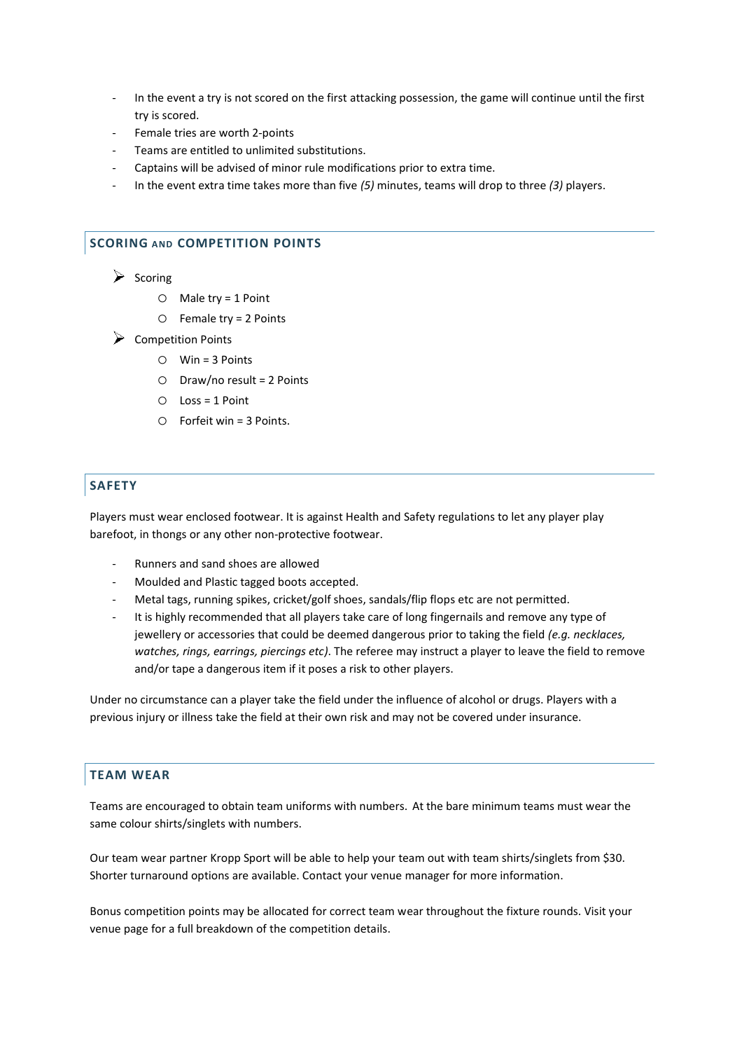- In the event a try is not scored on the first attacking possession, the game will continue until the first try is scored.
- Female tries are worth 2-points
- Teams are entitled to unlimited substitutions.
- Captains will be advised of minor rule modifications prior to extra time.
- In the event extra time takes more than five *(5)* minutes, teams will drop to three *(3)* players.

## SCORING AND COMPETITION POINTS

- Scoring
  - Male try = 1 Point
  - Female try = 2 Points
- Competition Points
  - Win = 3 Points
  - Draw/no result = 2 Points
  - Loss = 1 Point
  - Forfeit win = 3 Points.

## SAFETY

Players must wear enclosed footwear. It is against Health and Safety regulations to let any player play barefoot, in thongs or any other non-protective footwear.

- Runners and sand shoes are allowed
- Moulded and Plastic tagged boots accepted.
- Metal tags, running spikes, cricket/golf shoes, sandals/flip flops etc are not permitted.
- It is highly recommended that all players take care of long fingernails and remove any type of jewellery or accessories that could be deemed dangerous prior to taking the field *(e.g. necklaces, watches, rings, earrings, piercings etc)*. The referee may instruct a player to leave the field to remove and/or tape a dangerous item if it poses a risk to other players.

Under no circumstance can a player take the field under the influence of alcohol or drugs. Players with a previous injury or illness take the field at their own risk and may not be covered under insurance.

## TEAM WEAR

Teams are encouraged to obtain team uniforms with numbers. At the bare minimum teams must wear the same colour shirts/singlets with numbers.

Our team wear partner Kropp Sport will be able to help your team out with team shirts/singlets from $30. Shorter turnaround options are available. Contact your venue manager for more information.

Bonus competition points may be allocated for correct team wear throughout the fixture rounds. Visit your venue page for a full breakdown of the competition details.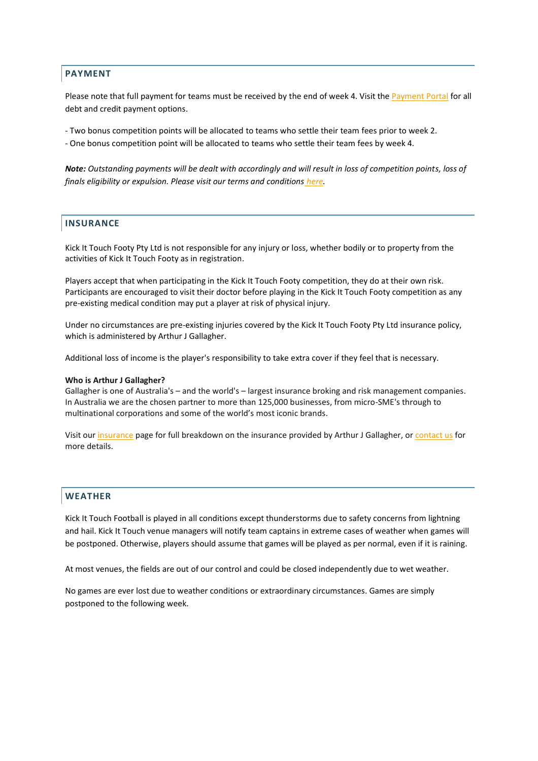## PAYMENT

Please note that full payment for teams must be received by the end of week 4. Visit the Payment Portal for all debt and credit payment options.

- Two bonus competition points will be allocated to teams who settle their team fees prior to week 2.
- One bonus competition point will be allocated to teams who settle their team fees by week 4.

***Note:*** *Outstanding payments will be dealt with accordingly and will result in loss of competition points, loss of finals eligibility or expulsion. Please visit our terms and conditions here.*

## INSURANCE

Kick It Touch Footy Pty Ltd is not responsible for any injury or loss, whether bodily or to property from the activities of Kick It Touch Footy as in registration.

Players accept that when participating in the Kick It Touch Footy competition, they do at their own risk. Participants are encouraged to visit their doctor before playing in the Kick It Touch Footy competition as any pre-existing medical condition may put a player at risk of physical injury.

Under no circumstances are pre-existing injuries covered by the Kick It Touch Footy Pty Ltd insurance policy, which is administered by Arthur J Gallagher.

Additional loss of income is the player's responsibility to take extra cover if they feel that is necessary.

**Who is Arthur J Gallagher?**
Gallagher is one of Australia's – and the world's – largest insurance broking and risk management companies. In Australia we are the chosen partner to more than 125,000 businesses, from micro-SME's through to multinational corporations and some of the world's most iconic brands.

Visit our insurance page for full breakdown on the insurance provided by Arthur J Gallagher, or contact us for more details.

## WEATHER

Kick It Touch Football is played in all conditions except thunderstorms due to safety concerns from lightning and hail. Kick It Touch venue managers will notify team captains in extreme cases of weather when games will be postponed. Otherwise, players should assume that games will be played as per normal, even if it is raining.

At most venues, the fields are out of our control and could be closed independently due to wet weather.

No games are ever lost due to weather conditions or extraordinary circumstances. Games are simply postponed to the following week.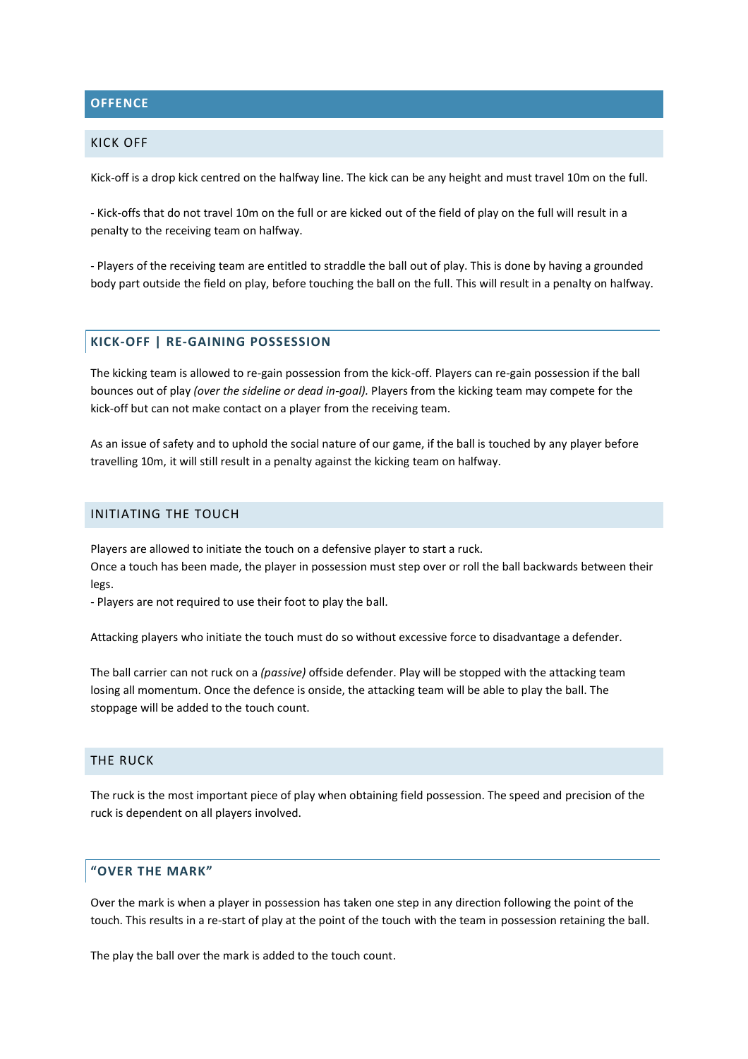## OFFENCE

### KICK OFF

Kick-off is a drop kick centred on the halfway line. The kick can be any height and must travel 10m on the full.

- Kick-offs that do not travel 10m on the full or are kicked out of the field of play on the full will result in a penalty to the receiving team on halfway.

- Players of the receiving team are entitled to straddle the ball out of play. This is done by having a grounded body part outside the field on play, before touching the ball on the full. This will result in a penalty on halfway.

#### KICK-OFF | RE-GAINING POSSESSION

The kicking team is allowed to re-gain possession from the kick-off. Players can re-gain possession if the ball bounces out of play *(over the sideline or dead in-goal).* Players from the kicking team may compete for the kick-off but can not make contact on a player from the receiving team.

As an issue of safety and to uphold the social nature of our game, if the ball is touched by any player before travelling 10m, it will still result in a penalty against the kicking team on halfway.

### INITIATING THE TOUCH

Players are allowed to initiate the touch on a defensive player to start a ruck.
Once a touch has been made, the player in possession must step over or roll the ball backwards between their legs.
- Players are not required to use their foot to play the ball.

Attacking players who initiate the touch must do so without excessive force to disadvantage a defender.

The ball carrier can not ruck on a *(passive)* offside defender. Play will be stopped with the attacking team losing all momentum. Once the defence is onside, the attacking team will be able to play the ball. The stoppage will be added to the touch count.

### THE RUCK

The ruck is the most important piece of play when obtaining field possession. The speed and precision of the ruck is dependent on all players involved.

#### "OVER THE MARK"

Over the mark is when a player in possession has taken one step in any direction following the point of the touch. This results in a re-start of play at the point of the touch with the team in possession retaining the ball.

The play the ball over the mark is added to the touch count.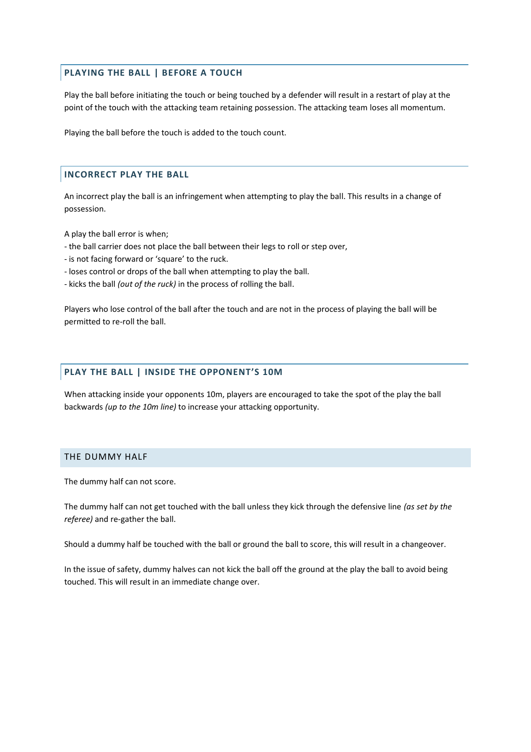## PLAYING THE BALL | BEFORE A TOUCH

Play the ball before initiating the touch or being touched by a defender will result in a restart of play at the point of the touch with the attacking team retaining possession. The attacking team loses all momentum.

Playing the ball before the touch is added to the touch count.

## INCORRECT PLAY THE BALL

An incorrect play the ball is an infringement when attempting to play the ball. This results in a change of possession.

A play the ball error is when;

- the ball carrier does not place the ball between their legs to roll or step over,
- is not facing forward or 'square' to the ruck.
- loses control or drops of the ball when attempting to play the ball.
- kicks the ball *(out of the ruck)* in the process of rolling the ball.

Players who lose control of the ball after the touch and are not in the process of playing the ball will be permitted to re-roll the ball.

## PLAY THE BALL | INSIDE THE OPPONENT'S 10M

When attacking inside your opponents 10m, players are encouraged to take the spot of the play the ball backwards *(up to the 10m line)* to increase your attacking opportunity.

## THE DUMMY HALF

The dummy half can not score.

The dummy half can not get touched with the ball unless they kick through the defensive line *(as set by the referee)* and re-gather the ball.

Should a dummy half be touched with the ball or ground the ball to score, this will result in a changeover.

In the issue of safety, dummy halves can not kick the ball off the ground at the play the ball to avoid being touched. This will result in an immediate change over.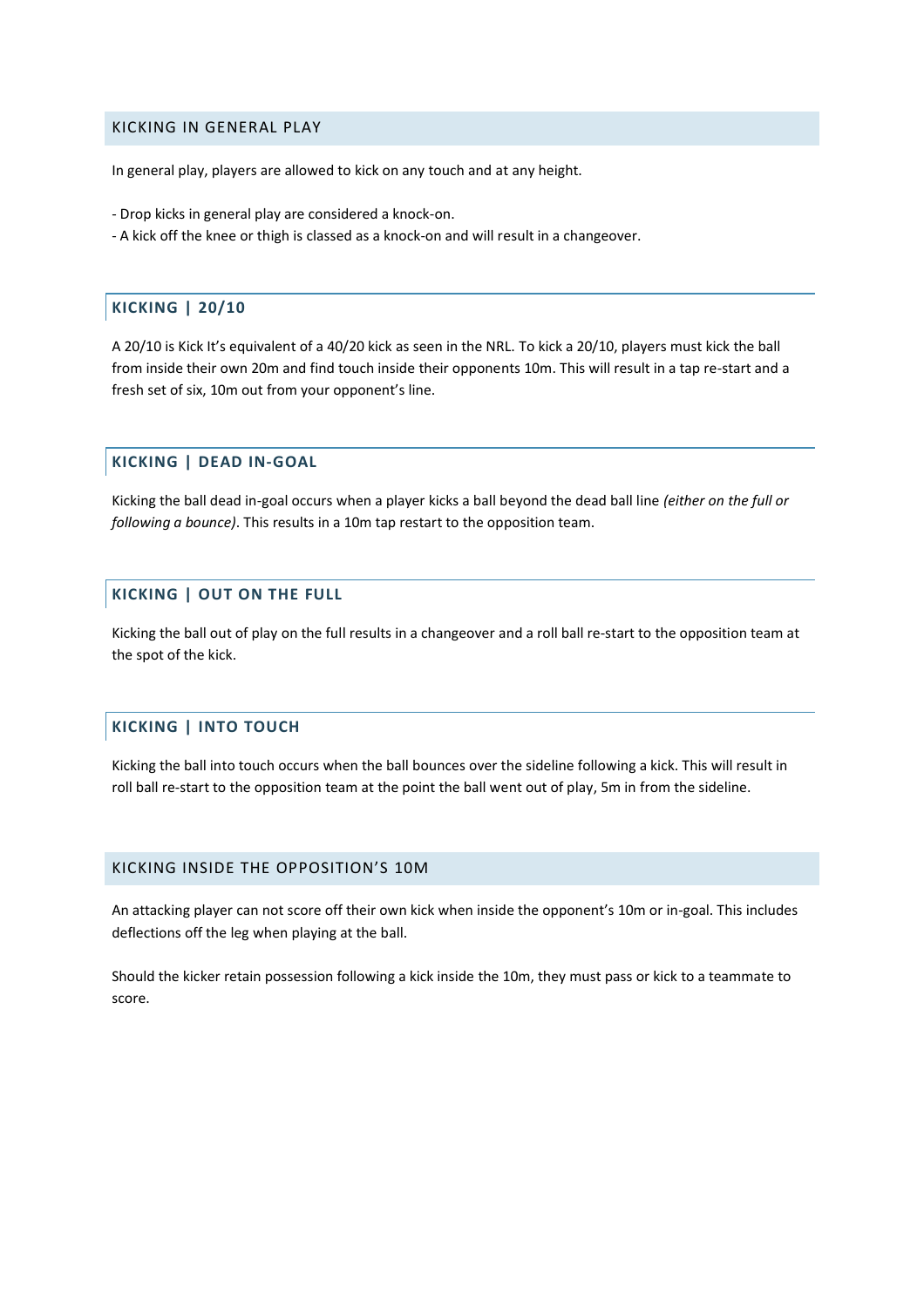## KICKING IN GENERAL PLAY

In general play, players are allowed to kick on any touch and at any height.

- Drop kicks in general play are considered a knock-on.
- A kick off the knee or thigh is classed as a knock-on and will result in a changeover.

### KICKING | 20/10

A 20/10 is Kick It's equivalent of a 40/20 kick as seen in the NRL. To kick a 20/10, players must kick the ball from inside their own 20m and find touch inside their opponents 10m. This will result in a tap re-start and a fresh set of six, 10m out from your opponent's line.

### KICKING | DEAD IN-GOAL

Kicking the ball dead in-goal occurs when a player kicks a ball beyond the dead ball line *(either on the full or following a bounce)*. This results in a 10m tap restart to the opposition team.

### KICKING | OUT ON THE FULL

Kicking the ball out of play on the full results in a changeover and a roll ball re-start to the opposition team at the spot of the kick.

### KICKING | INTO TOUCH

Kicking the ball into touch occurs when the ball bounces over the sideline following a kick. This will result in roll ball re-start to the opposition team at the point the ball went out of play, 5m in from the sideline.

## KICKING INSIDE THE OPPOSITION'S 10M

An attacking player can not score off their own kick when inside the opponent's 10m or in-goal. This includes deflections off the leg when playing at the ball.

Should the kicker retain possession following a kick inside the 10m, they must pass or kick to a teammate to score.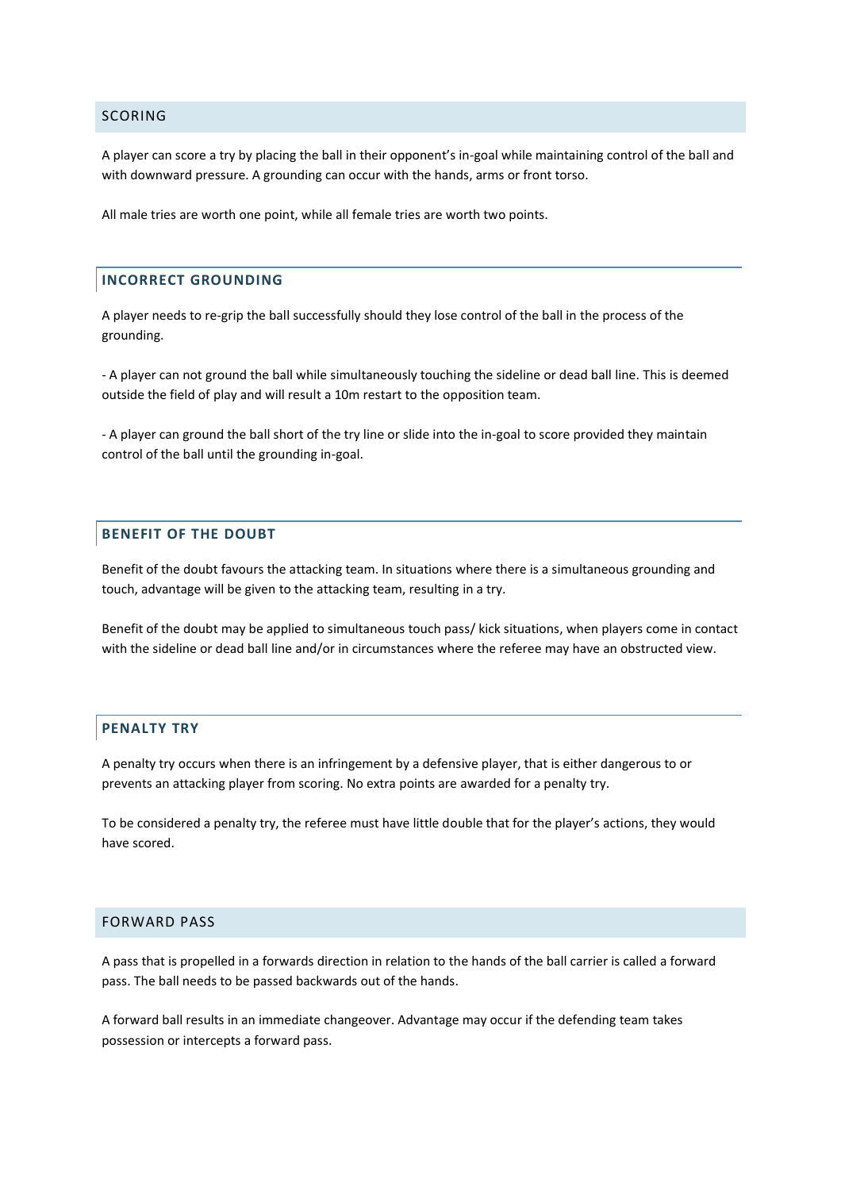## SCORING

A player can score a try by placing the ball in their opponent's in-goal while maintaining control of the ball and with downward pressure. A grounding can occur with the hands, arms or front torso.

All male tries are worth one point, while all female tries are worth two points.

### INCORRECT GROUNDING

A player needs to re-grip the ball successfully should they lose control of the ball in the process of the grounding.

- A player can not ground the ball while simultaneously touching the sideline or dead ball line. This is deemed outside the field of play and will result a 10m restart to the opposition team.

- A player can ground the ball short of the try line or slide into the in-goal to score provided they maintain control of the ball until the grounding in-goal.

### BENEFIT OF THE DOUBT

Benefit of the doubt favours the attacking team. In situations where there is a simultaneous grounding and touch, advantage will be given to the attacking team, resulting in a try.

Benefit of the doubt may be applied to simultaneous touch pass/ kick situations, when players come in contact with the sideline or dead ball line and/or in circumstances where the referee may have an obstructed view.

### PENALTY TRY

A penalty try occurs when there is an infringement by a defensive player, that is either dangerous to or prevents an attacking player from scoring. No extra points are awarded for a penalty try.

To be considered a penalty try, the referee must have little double that for the player's actions, they would have scored.

## FORWARD PASS

A pass that is propelled in a forwards direction in relation to the hands of the ball carrier is called a forward pass. The ball needs to be passed backwards out of the hands.

A forward ball results in an immediate changeover. Advantage may occur if the defending team takes possession or intercepts a forward pass.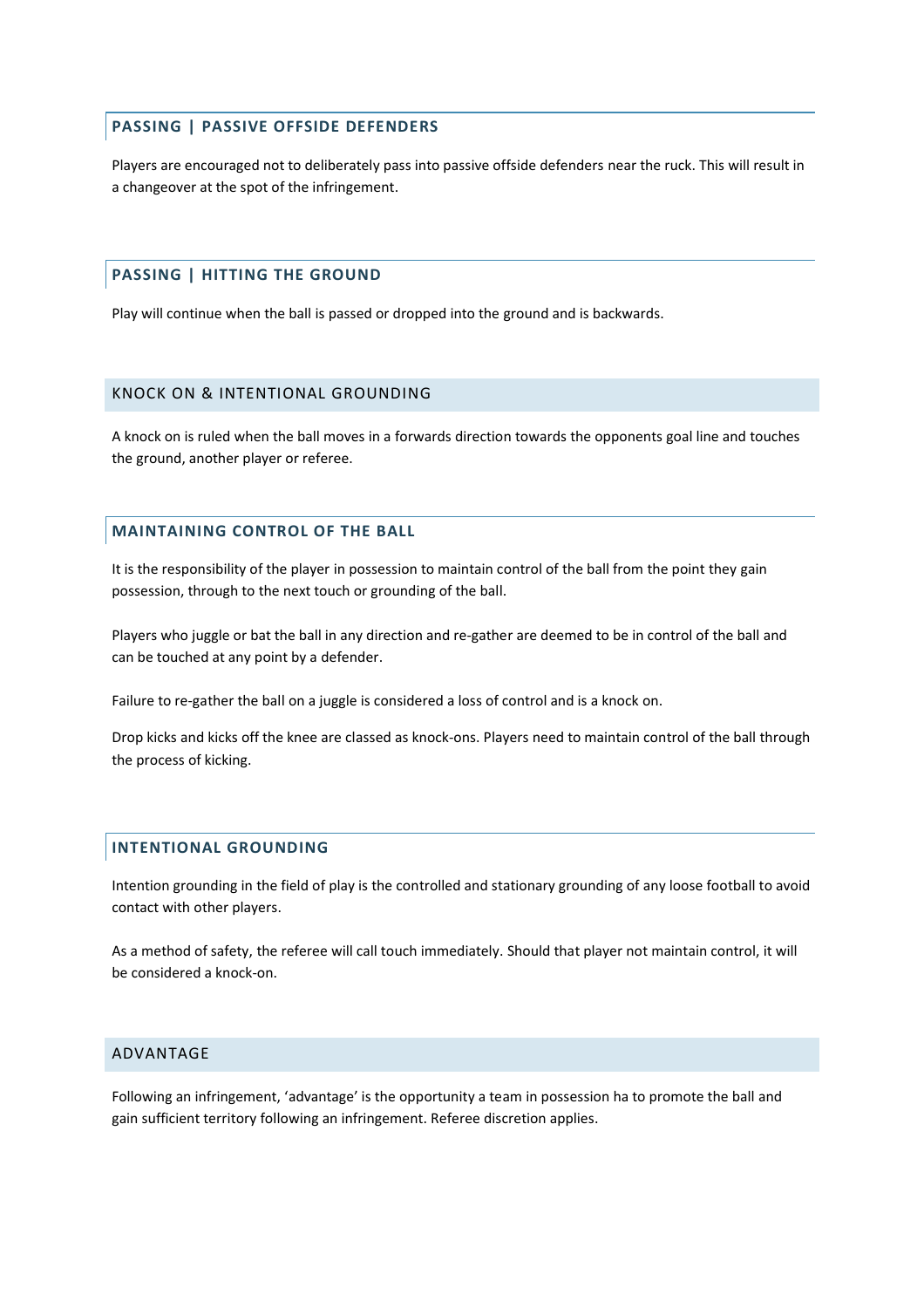### PASSING | PASSIVE OFFSIDE DEFENDERS

Players are encouraged not to deliberately pass into passive offside defenders near the ruck. This will result in a changeover at the spot of the infringement.

### PASSING | HITTING THE GROUND

Play will continue when the ball is passed or dropped into the ground and is backwards.

## KNOCK ON & INTENTIONAL GROUNDING

A knock on is ruled when the ball moves in a forwards direction towards the opponents goal line and touches the ground, another player or referee.

### MAINTAINING CONTROL OF THE BALL

It is the responsibility of the player in possession to maintain control of the ball from the point they gain possession, through to the next touch or grounding of the ball.

Players who juggle or bat the ball in any direction and re-gather are deemed to be in control of the ball and can be touched at any point by a defender.

Failure to re-gather the ball on a juggle is considered a loss of control and is a knock on.

Drop kicks and kicks off the knee are classed as knock-ons. Players need to maintain control of the ball through the process of kicking.

### INTENTIONAL GROUNDING

Intention grounding in the field of play is the controlled and stationary grounding of any loose football to avoid contact with other players.

As a method of safety, the referee will call touch immediately. Should that player not maintain control, it will be considered a knock-on.

## ADVANTAGE

Following an infringement, 'advantage' is the opportunity a team in possession ha to promote the ball and gain sufficient territory following an infringement. Referee discretion applies.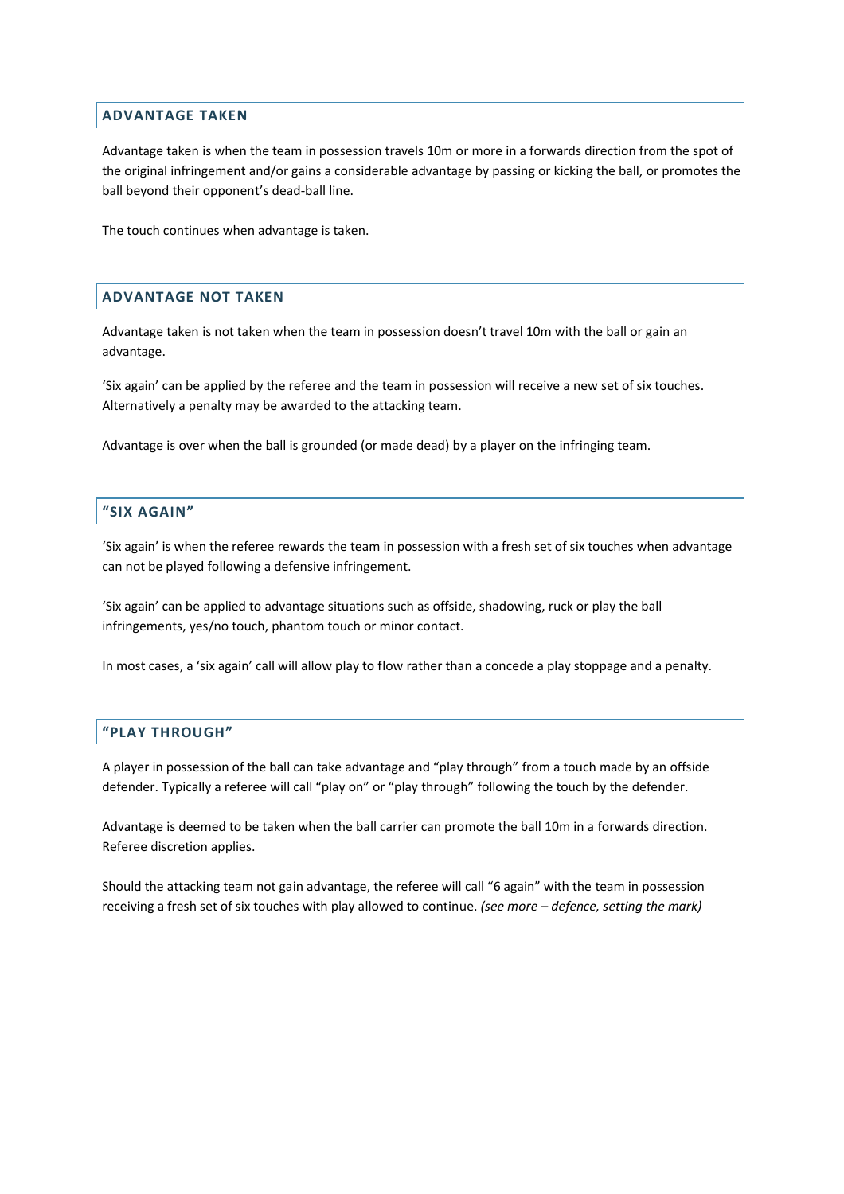## ADVANTAGE TAKEN

Advantage taken is when the team in possession travels 10m or more in a forwards direction from the spot of the original infringement and/or gains a considerable advantage by passing or kicking the ball, or promotes the ball beyond their opponent's dead-ball line.

The touch continues when advantage is taken.

## ADVANTAGE NOT TAKEN

Advantage taken is not taken when the team in possession doesn't travel 10m with the ball or gain an advantage.

'Six again' can be applied by the referee and the team in possession will receive a new set of six touches. Alternatively a penalty may be awarded to the attacking team.

Advantage is over when the ball is grounded (or made dead) by a player on the infringing team.

## "SIX AGAIN"

'Six again' is when the referee rewards the team in possession with a fresh set of six touches when advantage can not be played following a defensive infringement.

'Six again' can be applied to advantage situations such as offside, shadowing, ruck or play the ball infringements, yes/no touch, phantom touch or minor contact.

In most cases, a 'six again' call will allow play to flow rather than a concede a play stoppage and a penalty.

## "PLAY THROUGH"

A player in possession of the ball can take advantage and "play through" from a touch made by an offside defender. Typically a referee will call "play on" or "play through" following the touch by the defender.

Advantage is deemed to be taken when the ball carrier can promote the ball 10m in a forwards direction. Referee discretion applies.

Should the attacking team not gain advantage, the referee will call "6 again" with the team in possession receiving a fresh set of six touches with play allowed to continue. *(see more – defence, setting the mark)*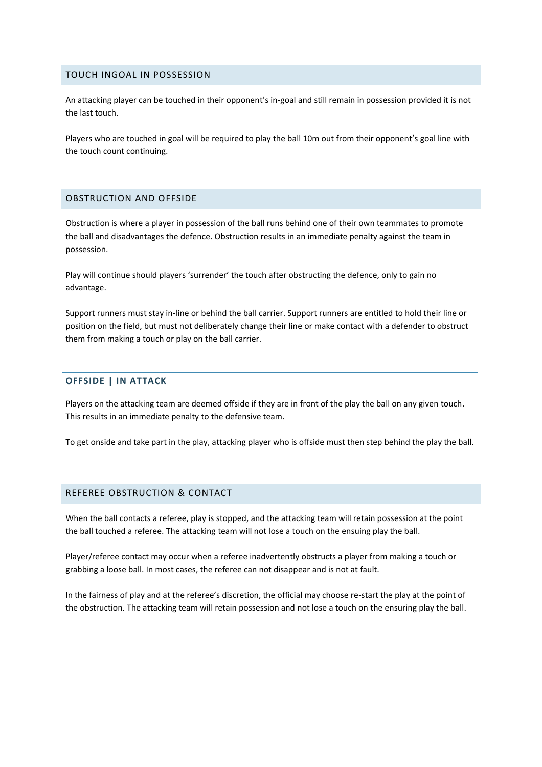## TOUCH INGOAL IN POSSESSION

An attacking player can be touched in their opponent's in-goal and still remain in possession provided it is not the last touch.

Players who are touched in goal will be required to play the ball 10m out from their opponent's goal line with the touch count continuing.

## OBSTRUCTION AND OFFSIDE

Obstruction is where a player in possession of the ball runs behind one of their own teammates to promote the ball and disadvantages the defence. Obstruction results in an immediate penalty against the team in possession.

Play will continue should players 'surrender' the touch after obstructing the defence, only to gain no advantage.

Support runners must stay in-line or behind the ball carrier. Support runners are entitled to hold their line or position on the field, but must not deliberately change their line or make contact with a defender to obstruct them from making a touch or play on the ball carrier.

### OFFSIDE | IN ATTACK

Players on the attacking team are deemed offside if they are in front of the play the ball on any given touch. This results in an immediate penalty to the defensive team.

To get onside and take part in the play, attacking player who is offside must then step behind the play the ball.

## REFEREE OBSTRUCTION & CONTACT

When the ball contacts a referee, play is stopped, and the attacking team will retain possession at the point the ball touched a referee. The attacking team will not lose a touch on the ensuing play the ball.

Player/referee contact may occur when a referee inadvertently obstructs a player from making a touch or grabbing a loose ball. In most cases, the referee can not disappear and is not at fault.

In the fairness of play and at the referee's discretion, the official may choose re-start the play at the point of the obstruction. The attacking team will retain possession and not lose a touch on the ensuring play the ball.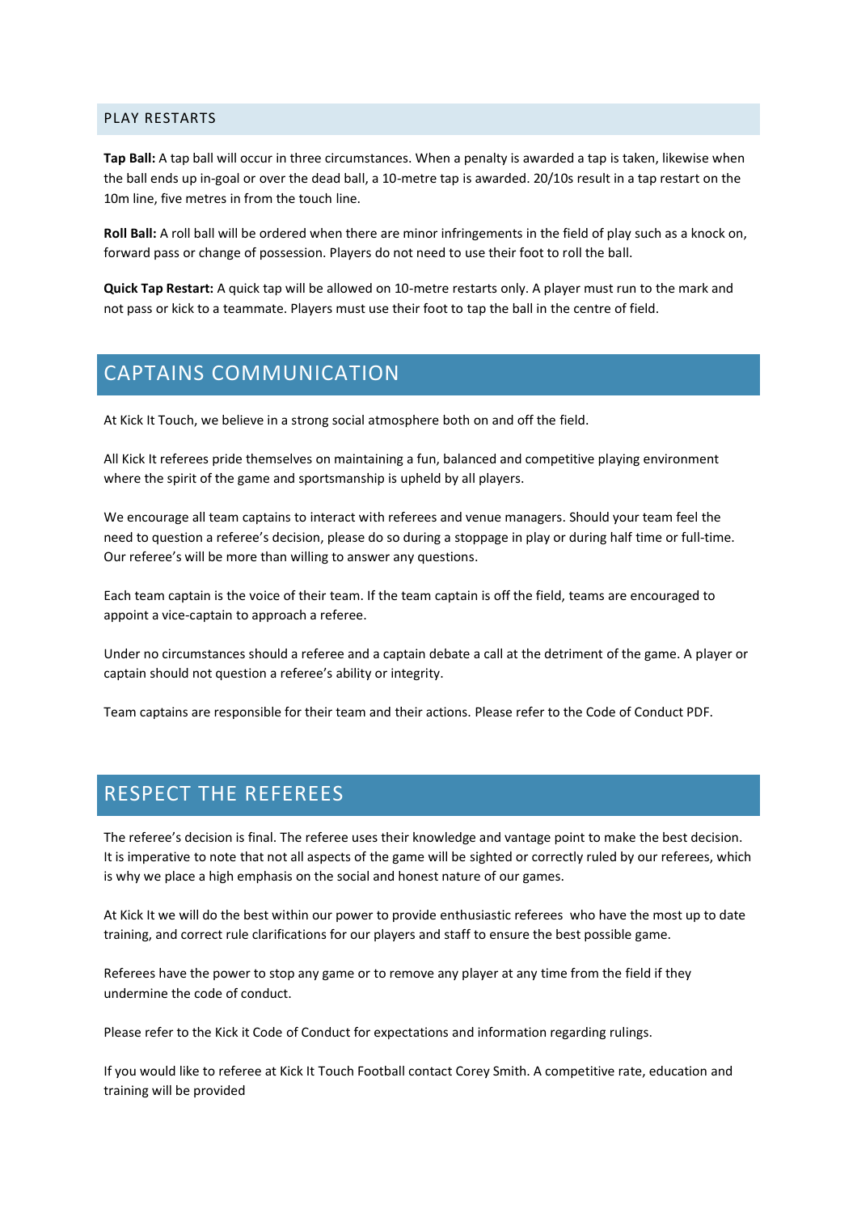### PLAY RESTARTS

**Tap Ball:** A tap ball will occur in three circumstances. When a penalty is awarded a tap is taken, likewise when the ball ends up in-goal or over the dead ball, a 10-metre tap is awarded. 20/10s result in a tap restart on the 10m line, five metres in from the touch line.

**Roll Ball:** A roll ball will be ordered when there are minor infringements in the field of play such as a knock on, forward pass or change of possession. Players do not need to use their foot to roll the ball.

**Quick Tap Restart:** A quick tap will be allowed on 10-metre restarts only. A player must run to the mark and not pass or kick to a teammate. Players must use their foot to tap the ball in the centre of field.

## CAPTAINS COMMUNICATION

At Kick It Touch, we believe in a strong social atmosphere both on and off the field.

All Kick It referees pride themselves on maintaining a fun, balanced and competitive playing environment where the spirit of the game and sportsmanship is upheld by all players.

We encourage all team captains to interact with referees and venue managers. Should your team feel the need to question a referee's decision, please do so during a stoppage in play or during half time or full-time. Our referee's will be more than willing to answer any questions.

Each team captain is the voice of their team. If the team captain is off the field, teams are encouraged to appoint a vice-captain to approach a referee.

Under no circumstances should a referee and a captain debate a call at the detriment of the game. A player or captain should not question a referee's ability or integrity.

Team captains are responsible for their team and their actions. Please refer to the Code of Conduct PDF.

## RESPECT THE REFEREES

The referee's decision is final. The referee uses their knowledge and vantage point to make the best decision. It is imperative to note that not all aspects of the game will be sighted or correctly ruled by our referees, which is why we place a high emphasis on the social and honest nature of our games.

At Kick It we will do the best within our power to provide enthusiastic referees who have the most up to date training, and correct rule clarifications for our players and staff to ensure the best possible game.

Referees have the power to stop any game or to remove any player at any time from the field if they undermine the code of conduct.

Please refer to the Kick it Code of Conduct for expectations and information regarding rulings.

If you would like to referee at Kick It Touch Football contact Corey Smith. A competitive rate, education and training will be provided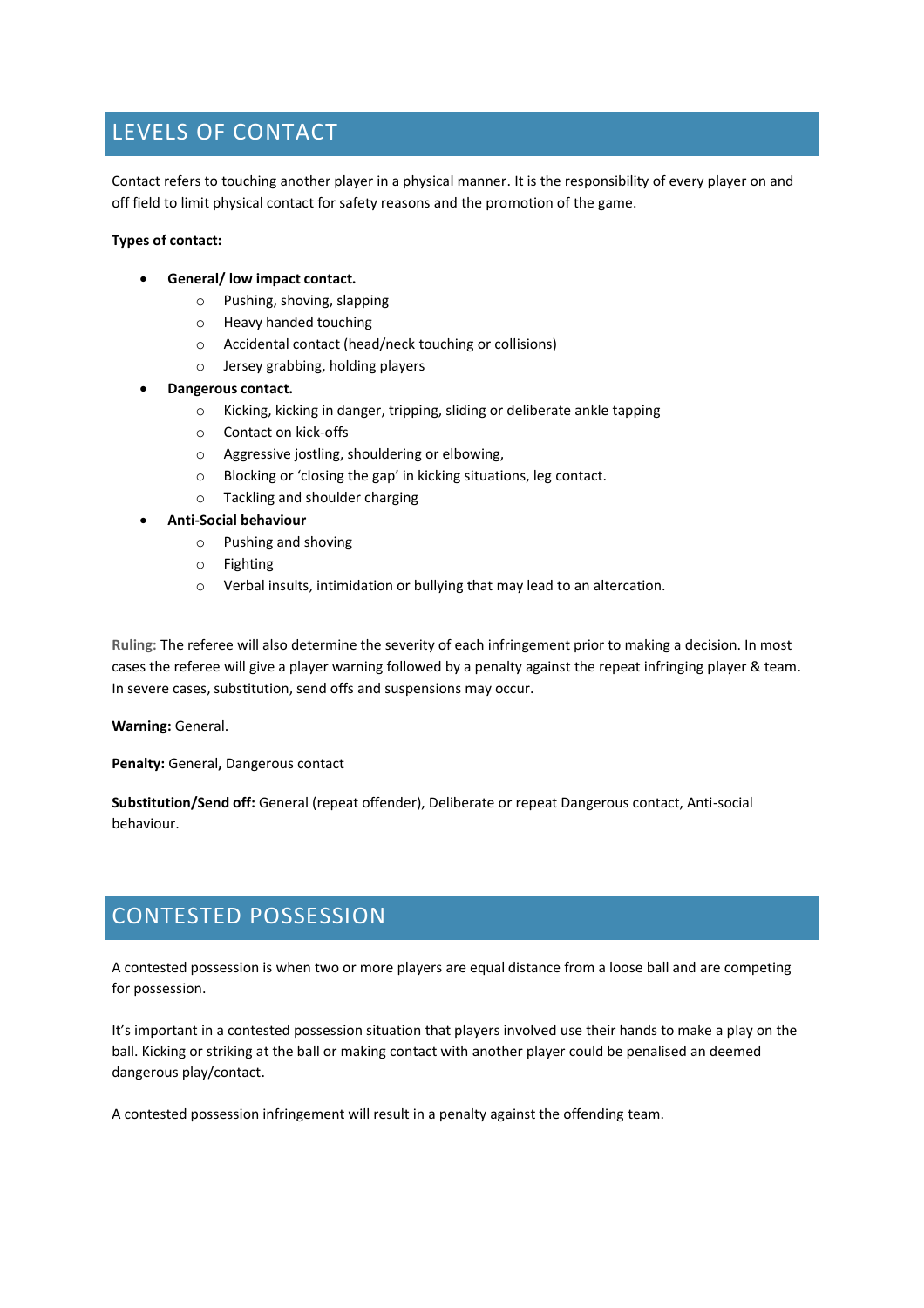## LEVELS OF CONTACT

Contact refers to touching another player in a physical manner. It is the responsibility of every player on and off field to limit physical contact for safety reasons and the promotion of the game.

**Types of contact:**

- **General/ low impact contact.**
  - Pushing, shoving, slapping
  - Heavy handed touching
  - Accidental contact (head/neck touching or collisions)
  - Jersey grabbing, holding players
- **Dangerous contact.**
  - Kicking, kicking in danger, tripping, sliding or deliberate ankle tapping
  - Contact on kick-offs
  - Aggressive jostling, shouldering or elbowing,
  - Blocking or 'closing the gap' in kicking situations, leg contact.
  - Tackling and shoulder charging
- **Anti-Social behaviour**
  - Pushing and shoving
  - Fighting
  - Verbal insults, intimidation or bullying that may lead to an altercation.

**Ruling:** The referee will also determine the severity of each infringement prior to making a decision. In most cases the referee will give a player warning followed by a penalty against the repeat infringing player & team. In severe cases, substitution, send offs and suspensions may occur.

**Warning:** General.

**Penalty:** General**,** Dangerous contact

**Substitution/Send off:** General (repeat offender), Deliberate or repeat Dangerous contact, Anti-social behaviour.

## CONTESTED POSSESSION

A contested possession is when two or more players are equal distance from a loose ball and are competing for possession.

It's important in a contested possession situation that players involved use their hands to make a play on the ball. Kicking or striking at the ball or making contact with another player could be penalised an deemed dangerous play/contact.

A contested possession infringement will result in a penalty against the offending team.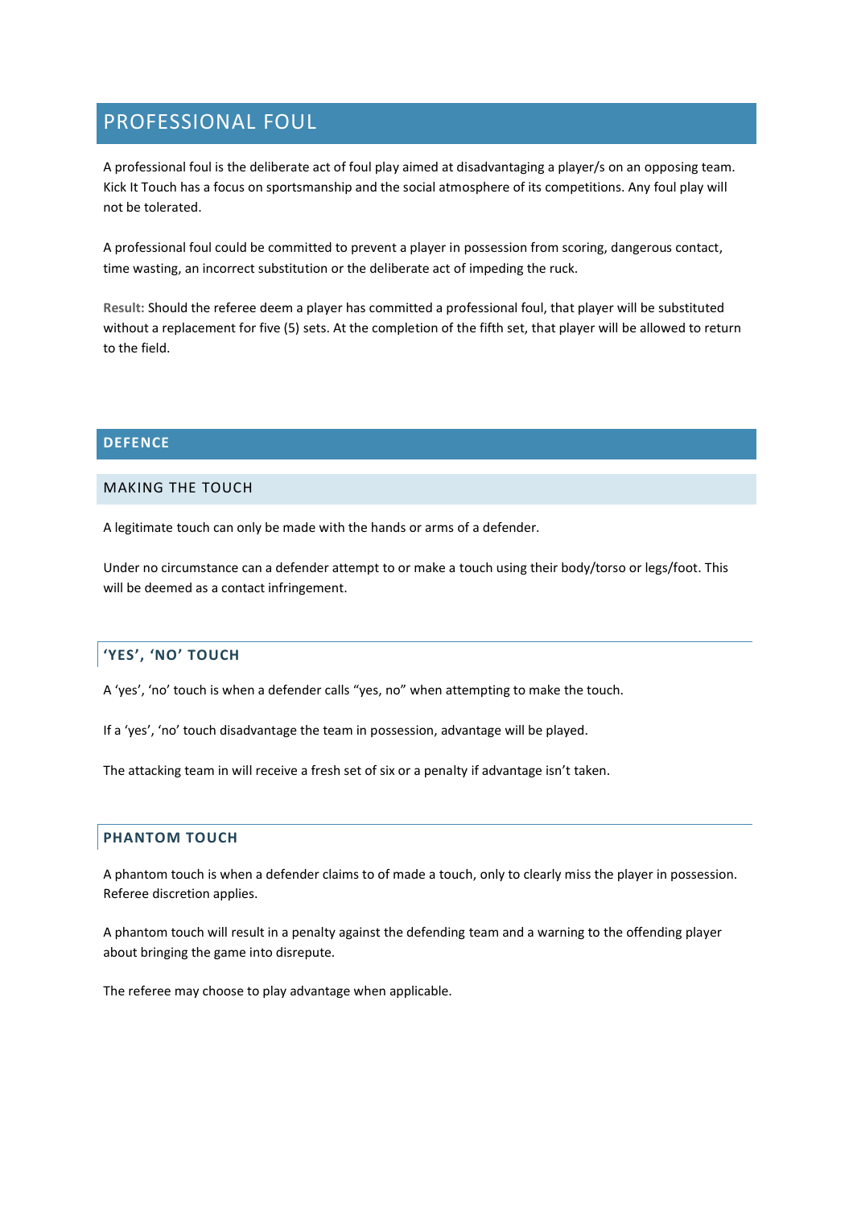# PROFESSIONAL FOUL

A professional foul is the deliberate act of foul play aimed at disadvantaging a player/s on an opposing team. Kick It Touch has a focus on sportsmanship and the social atmosphere of its competitions. Any foul play will not be tolerated.

A professional foul could be committed to prevent a player in possession from scoring, dangerous contact, time wasting, an incorrect substitution or the deliberate act of impeding the ruck.

**Result:** Should the referee deem a player has committed a professional foul, that player will be substituted without a replacement for five (5) sets. At the completion of the fifth set, that player will be allowed to return to the field.

## DEFENCE

### MAKING THE TOUCH

A legitimate touch can only be made with the hands or arms of a defender.

Under no circumstance can a defender attempt to or make a touch using their body/torso or legs/foot. This will be deemed as a contact infringement.

### 'YES', 'NO' TOUCH

A 'yes', 'no' touch is when a defender calls "yes, no" when attempting to make the touch.

If a 'yes', 'no' touch disadvantage the team in possession, advantage will be played.

The attacking team in will receive a fresh set of six or a penalty if advantage isn't taken.

### PHANTOM TOUCH

A phantom touch is when a defender claims to of made a touch, only to clearly miss the player in possession. Referee discretion applies.

A phantom touch will result in a penalty against the defending team and a warning to the offending player about bringing the game into disrepute.

The referee may choose to play advantage when applicable.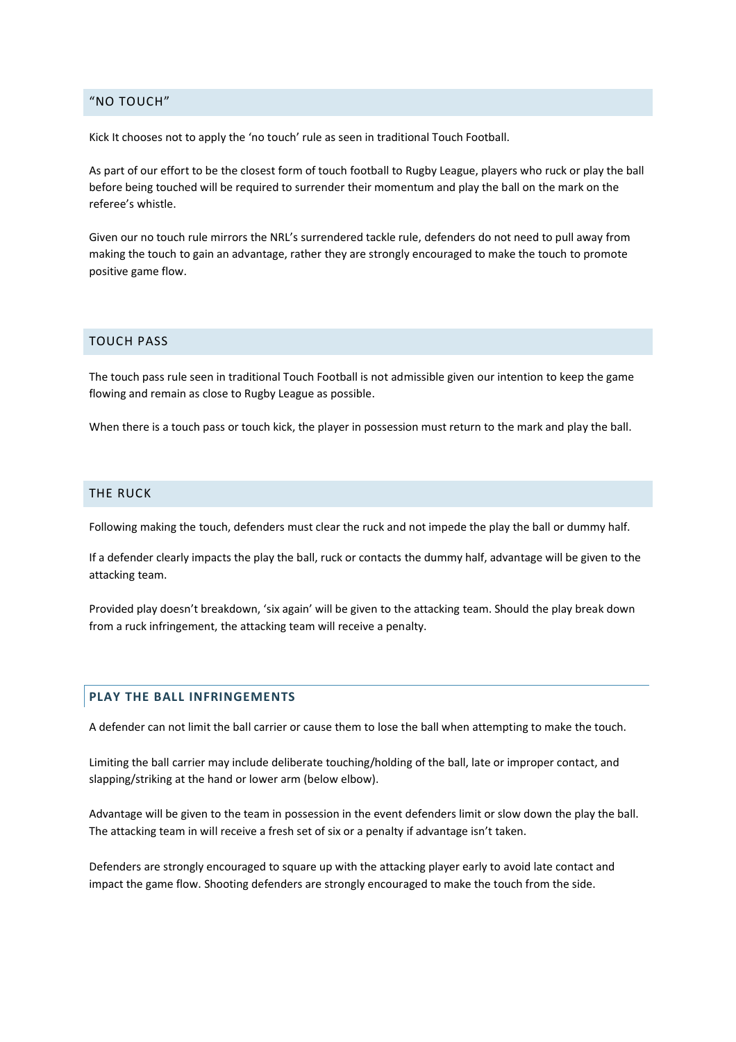## "NO TOUCH"

Kick It chooses not to apply the 'no touch' rule as seen in traditional Touch Football.

As part of our effort to be the closest form of touch football to Rugby League, players who ruck or play the ball before being touched will be required to surrender their momentum and play the ball on the mark on the referee's whistle.

Given our no touch rule mirrors the NRL's surrendered tackle rule, defenders do not need to pull away from making the touch to gain an advantage, rather they are strongly encouraged to make the touch to promote positive game flow.

## TOUCH PASS

The touch pass rule seen in traditional Touch Football is not admissible given our intention to keep the game flowing and remain as close to Rugby League as possible.

When there is a touch pass or touch kick, the player in possession must return to the mark and play the ball.

## THE RUCK

Following making the touch, defenders must clear the ruck and not impede the play the ball or dummy half.

If a defender clearly impacts the play the ball, ruck or contacts the dummy half, advantage will be given to the attacking team.

Provided play doesn't breakdown, 'six again' will be given to the attacking team. Should the play break down from a ruck infringement, the attacking team will receive a penalty.

### PLAY THE BALL INFRINGEMENTS

A defender can not limit the ball carrier or cause them to lose the ball when attempting to make the touch.

Limiting the ball carrier may include deliberate touching/holding of the ball, late or improper contact, and slapping/striking at the hand or lower arm (below elbow).

Advantage will be given to the team in possession in the event defenders limit or slow down the play the ball. The attacking team in will receive a fresh set of six or a penalty if advantage isn't taken.

Defenders are strongly encouraged to square up with the attacking player early to avoid late contact and impact the game flow. Shooting defenders are strongly encouraged to make the touch from the side.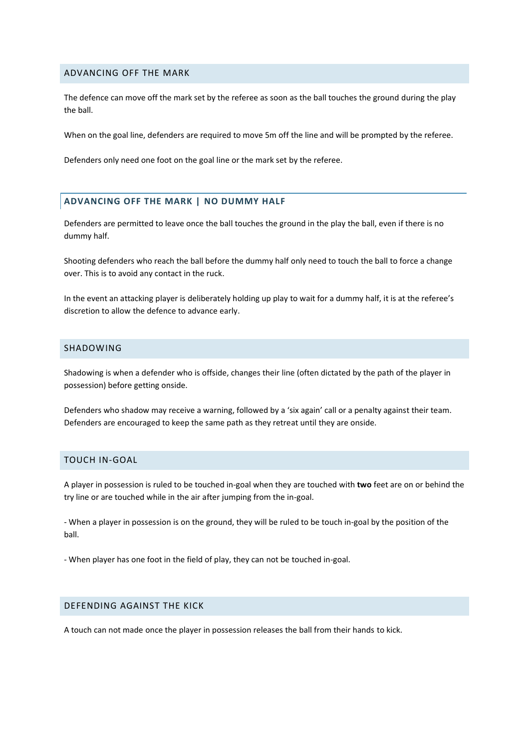## ADVANCING OFF THE MARK

The defence can move off the mark set by the referee as soon as the ball touches the ground during the play the ball.

When on the goal line, defenders are required to move 5m off the line and will be prompted by the referee.

Defenders only need one foot on the goal line or the mark set by the referee.

### ADVANCING OFF THE MARK | NO DUMMY HALF

Defenders are permitted to leave once the ball touches the ground in the play the ball, even if there is no dummy half.

Shooting defenders who reach the ball before the dummy half only need to touch the ball to force a change over. This is to avoid any contact in the ruck.

In the event an attacking player is deliberately holding up play to wait for a dummy half, it is at the referee's discretion to allow the defence to advance early.

## SHADOWING

Shadowing is when a defender who is offside, changes their line (often dictated by the path of the player in possession) before getting onside.

Defenders who shadow may receive a warning, followed by a 'six again' call or a penalty against their team. Defenders are encouraged to keep the same path as they retreat until they are onside.

## TOUCH IN-GOAL

A player in possession is ruled to be touched in-goal when they are touched with **two** feet are on or behind the try line or are touched while in the air after jumping from the in-goal.

- When a player in possession is on the ground, they will be ruled to be touch in-goal by the position of the ball.

- When player has one foot in the field of play, they can not be touched in-goal.

## DEFENDING AGAINST THE KICK

A touch can not made once the player in possession releases the ball from their hands to kick.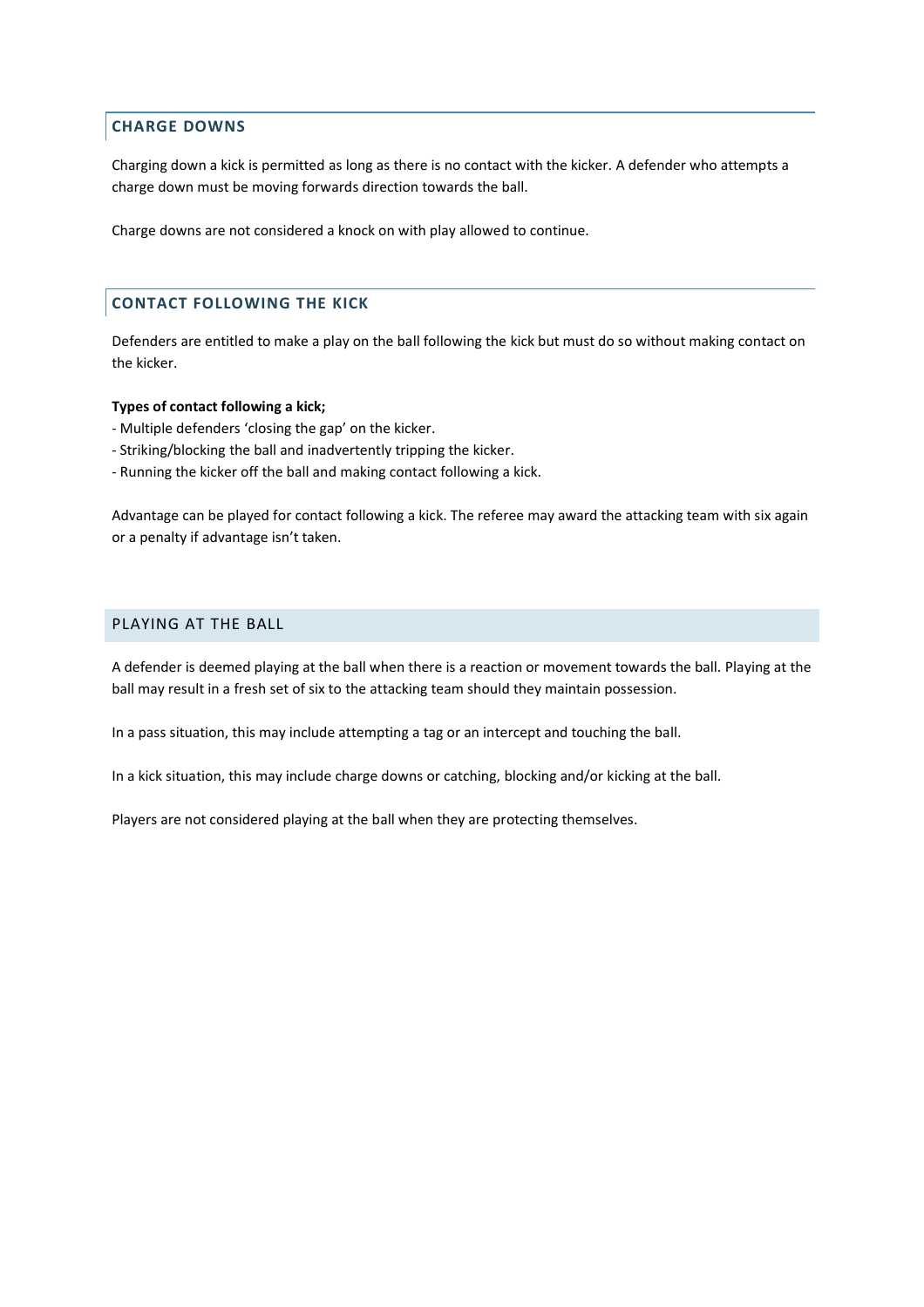## CHARGE DOWNS

Charging down a kick is permitted as long as there is no contact with the kicker. A defender who attempts a charge down must be moving forwards direction towards the ball.

Charge downs are not considered a knock on with play allowed to continue.

## CONTACT FOLLOWING THE KICK

Defenders are entitled to make a play on the ball following the kick but must do so without making contact on the kicker.

**Types of contact following a kick;**

- Multiple defenders 'closing the gap' on the kicker.
- Striking/blocking the ball and inadvertently tripping the kicker.
- Running the kicker off the ball and making contact following a kick.

Advantage can be played for contact following a kick. The referee may award the attacking team with six again or a penalty if advantage isn't taken.

## PLAYING AT THE BALL

A defender is deemed playing at the ball when there is a reaction or movement towards the ball. Playing at the ball may result in a fresh set of six to the attacking team should they maintain possession.

In a pass situation, this may include attempting a tag or an intercept and touching the ball.

In a kick situation, this may include charge downs or catching, blocking and/or kicking at the ball.

Players are not considered playing at the ball when they are protecting themselves.